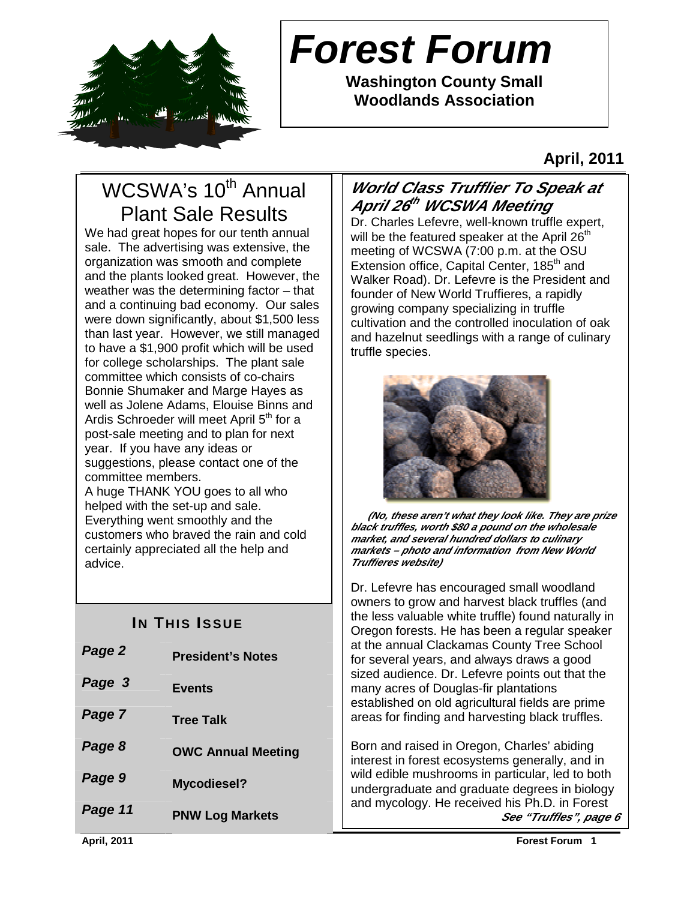# Forest Forum

**Washington County Small Woodlands Association**

**April, 2011**

## WCSWA's 10th Annual Plant Sale Results

We had great hopes for our tenth annual sale. The advertising was extensive, the organization was smooth and complete and the plants looked great. However, the weather was the determining factor – that and a continuing bad economy. Our sales were down significantly, about $1,500 less than last year. However, we still managed to have a $1,900 profit which will be used for college scholarships. The plant sale committee which consists of co-chairs Bonnie Shumaker and Marge Hayes as well as Jolene Adams, Elouise Binns and Ardis Schroeder will meet April 5th for a post-sale meeting and to plan for next year. If you have any ideas or suggestions, please contact one of the committee members.

A huge THANK YOU goes to all who helped with the set-up and sale. Everything went smoothly and the customers who braved the rain and cold certainly appreciated all the help and advice.

### In This Issue

| | |
|---|---|
| Page 2 | President's Notes |
| Page 3 | Events |
| Page 7 | Tree Talk |
| Page 8 | OWC Annual Meeting |
| Page 9 | Mycodiesel? |
| Page 11 | PNW Log Markets |

## *World Class Trufflier To Speak at April 26th WCSWA Meeting*

Dr. Charles Lefevre, well-known truffle expert, will be the featured speaker at the April 26th meeting of WCSWA (7:00 p.m. at the OSU Extension office, Capital Center, 185th and Walker Road). Dr. Lefevre is the President and founder of New World Truffieres, a rapidly growing company specializing in truffle cultivation and the controlled inoculation of oak and hazelnut seedlings with a range of culinary truffle species.

***(No, these aren't what they look like. They are prize black truffles, worth $80 a pound on the wholesale market, and several hundred dollars to culinary markets – photo and information from New World Truffieres website)***

Dr. Lefevre has encouraged small woodland owners to grow and harvest black truffles (and the less valuable white truffle) found naturally in Oregon forests. He has been a regular speaker at the annual Clackamas County Tree School for several years, and always draws a good sized audience. Dr. Lefevre points out that the many acres of Douglas-fir plantations established on old agricultural fields are prime areas for finding and harvesting black truffles.

Born and raised in Oregon, Charles' abiding interest in forest ecosystems generally, and in wild edible mushrooms in particular, led to both undergraduate and graduate degrees in biology and mycology. He received his Ph.D. in Forest

***See "Truffles", page 6***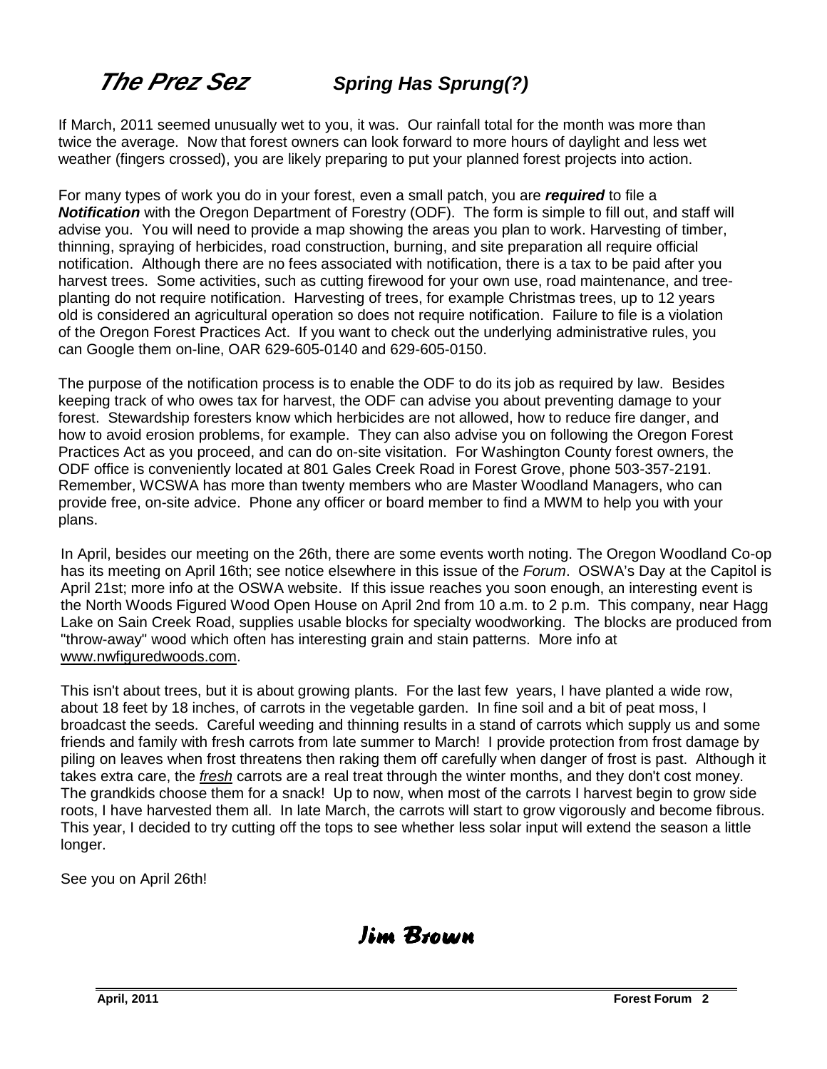## *The Prez Sez* ***Spring Has Sprung(?)***

If March, 2011 seemed unusually wet to you, it was. Our rainfall total for the month was more than twice the average. Now that forest owners can look forward to more hours of daylight and less wet weather (fingers crossed), you are likely preparing to put your planned forest projects into action.

For many types of work you do in your forest, even a small patch, you are ***required*** to file a ***Notification*** with the Oregon Department of Forestry (ODF). The form is simple to fill out, and staff will advise you. You will need to provide a map showing the areas you plan to work. Harvesting of timber, thinning, spraying of herbicides, road construction, burning, and site preparation all require official notification. Although there are no fees associated with notification, there is a tax to be paid after you harvest trees. Some activities, such as cutting firewood for your own use, road maintenance, and tree-planting do not require notification. Harvesting of trees, for example Christmas trees, up to 12 years old is considered an agricultural operation so does not require notification. Failure to file is a violation of the Oregon Forest Practices Act. If you want to check out the underlying administrative rules, you can Google them on-line, OAR 629-605-0140 and 629-605-0150.

The purpose of the notification process is to enable the ODF to do its job as required by law. Besides keeping track of who owes tax for harvest, the ODF can advise you about preventing damage to your forest. Stewardship foresters know which herbicides are not allowed, how to reduce fire danger, and how to avoid erosion problems, for example. They can also advise you on following the Oregon Forest Practices Act as you proceed, and can do on-site visitation. For Washington County forest owners, the ODF office is conveniently located at 801 Gales Creek Road in Forest Grove, phone 503-357-2191. Remember, WCSWA has more than twenty members who are Master Woodland Managers, who can provide free, on-site advice. Phone any officer or board member to find a MWM to help you with your plans.

In April, besides our meeting on the 26th, there are some events worth noting. The Oregon Woodland Co-op has its meeting on April 16th; see notice elsewhere in this issue of the *Forum*. OSWA's Day at the Capitol is April 21st; more info at the OSWA website. If this issue reaches you soon enough, an interesting event is the North Woods Figured Wood Open House on April 2nd from 10 a.m. to 2 p.m. This company, near Hagg Lake on Sain Creek Road, supplies usable blocks for specialty woodworking. The blocks are produced from "throw-away" wood which often has interesting grain and stain patterns. More info at www.nwfiguredwoods.com.

This isn't about trees, but it is about growing plants. For the last few years, I have planted a wide row, about 18 feet by 18 inches, of carrots in the vegetable garden. In fine soil and a bit of peat moss, I broadcast the seeds. Careful weeding and thinning results in a stand of carrots which supply us and some friends and family with fresh carrots from late summer to March! I provide protection from frost damage by piling on leaves when frost threatens then raking them off carefully when danger of frost is past. Although it takes extra care, the *fresh* carrots are a real treat through the winter months, and they don't cost money. The grandkids choose them for a snack! Up to now, when most of the carrots I harvest begin to grow side roots, I have harvested them all. In late March, the carrots will start to grow vigorously and become fibrous. This year, I decided to try cutting off the tops to see whether less solar input will extend the season a little longer.

See you on April 26th!

*Jim Brown*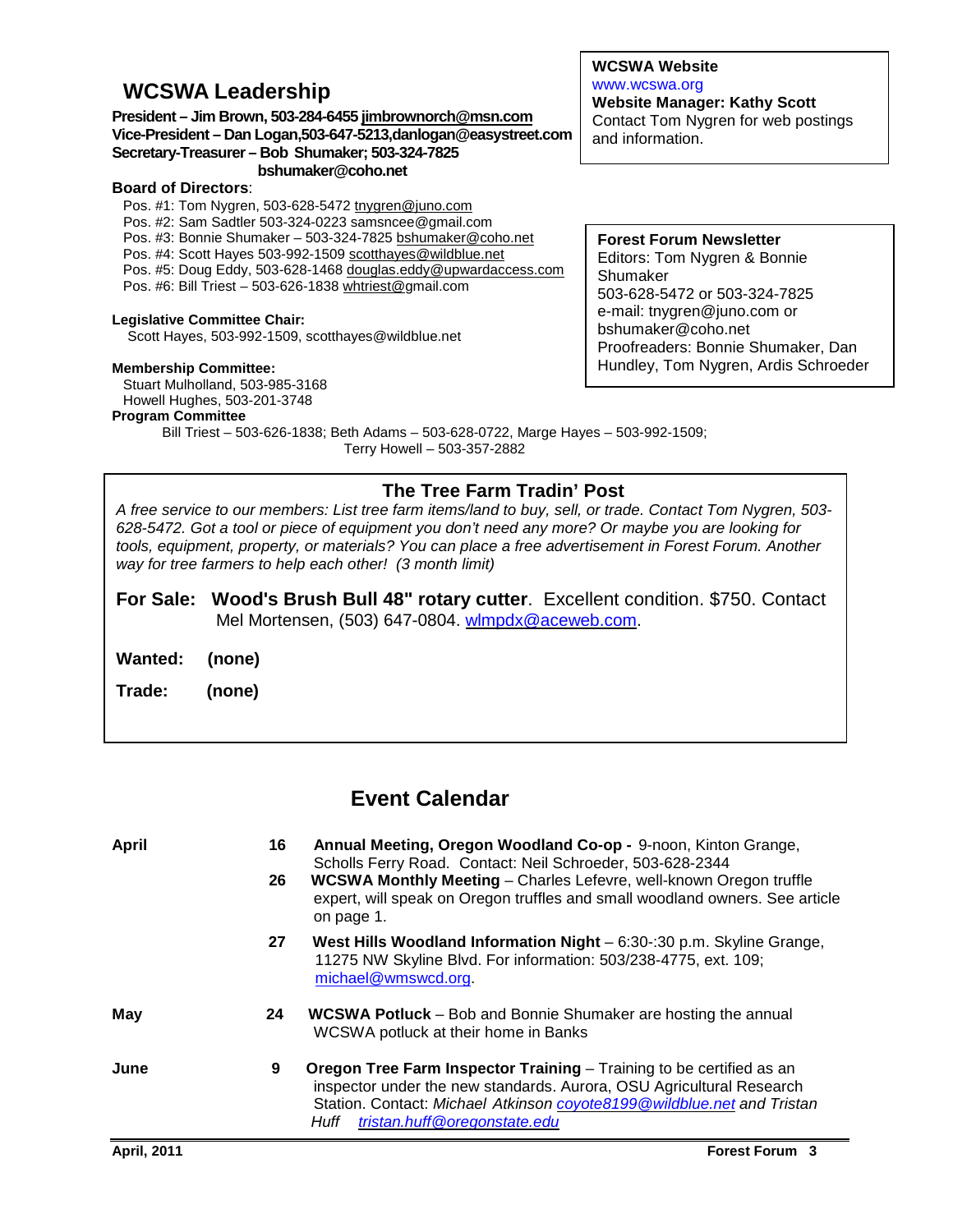## WCSWA Leadership

**President – Jim Brown, 503-284-6455 jimbrownorch@msn.com**
**Vice-President – Dan Logan,503-647-5213,danlogan@easystreet.com**
**Secretary-Treasurer – Bob Shumaker; 503-324-7825 bshumaker@coho.net**

**Board of Directors**:

Pos. #1: Tom Nygren, 503-628-5472 tnygren@juno.com
Pos. #2: Sam Sadtler 503-324-0223 samsncee@gmail.com
Pos. #3: Bonnie Shumaker – 503-324-7825 bshumaker@coho.net
Pos. #4: Scott Hayes 503-992-1509 scotthayes@wildblue.net
Pos. #5: Doug Eddy, 503-628-1468 douglas.eddy@upwardaccess.com
Pos. #6: Bill Triest – 503-626-1838 whtriest@gmail.com

**Legislative Committee Chair:**
Scott Hayes, 503-992-1509, scotthayes@wildblue.net

**Membership Committee:**
Stuart Mulholland, 503-985-3168
Howell Hughes, 503-201-3748

**Program Committee**
Bill Triest – 503-626-1838; Beth Adams – 503-628-0722, Marge Hayes – 503-992-1509; Terry Howell – 503-357-2882

**WCSWA Website**
www.wcswa.org
**Website Manager: Kathy Scott**
Contact Tom Nygren for web postings and information.

**Forest Forum Newsletter**
Editors: Tom Nygren & Bonnie Shumaker
503-628-5472 or 503-324-7825
e-mail: tnygren@juno.com or bshumaker@coho.net
Proofreaders: Bonnie Shumaker, Dan Hundley, Tom Nygren, Ardis Schroeder

### The Tree Farm Tradin' Post

*A free service to our members: List tree farm items/land to buy, sell, or trade. Contact Tom Nygren, 503-628-5472. Got a tool or piece of equipment you don't need any more? Or maybe you are looking for tools, equipment, property, or materials? You can place a free advertisement in Forest Forum. Another way for tree farmers to help each other! (3 month limit)*

**For Sale: Wood's Brush Bull 48" rotary cutter**. Excellent condition. $750. Contact Mel Mortensen, (503) 647-0804. wlmpdx@aceweb.com.

**Wanted: (none)**

**Trade: (none)**

## Event Calendar

| | | |
|---|---|---|
| **April** | **16** | **Annual Meeting, Oregon Woodland Co-op -** 9-noon, Kinton Grange, Scholls Ferry Road. Contact: Neil Schroeder, 503-628-2344 |
| | **26** | **WCSWA Monthly Meeting** – Charles Lefevre, well-known Oregon truffle expert, will speak on Oregon truffles and small woodland owners. See article on page 1. |
| | **27** | **West Hills Woodland Information Night** – 6:30-:30 p.m. Skyline Grange, 11275 NW Skyline Blvd. For information: 503/238-4775, ext. 109; michael@wmswcd.org. |
| **May** | **24** | **WCSWA Potluck** – Bob and Bonnie Shumaker are hosting the annual WCSWA potluck at their home in Banks |
| **June** | **9** | **Oregon Tree Farm Inspector Training** – Training to be certified as an inspector under the new standards. Aurora, OSU Agricultural Research Station. Contact: *Michael Atkinson coyote8199@wildblue.net and Tristan Huff tristan.huff@oregonstate.edu* |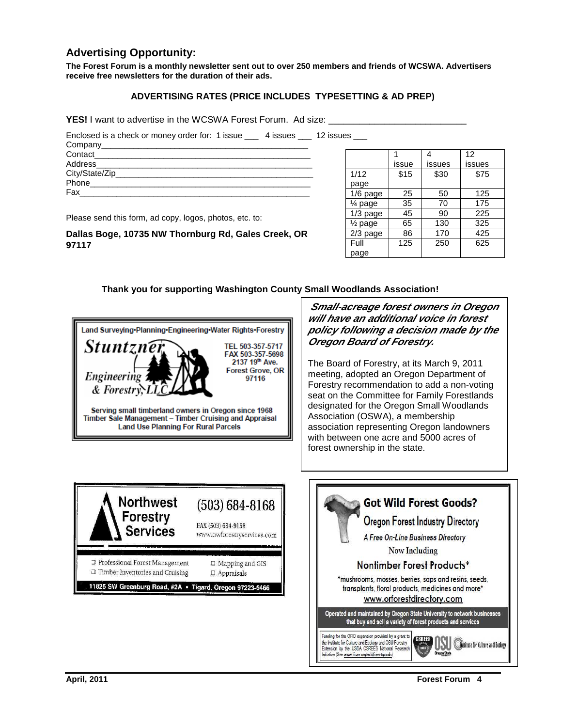## Advertising Opportunity:

**The Forest Forum is a monthly newsletter sent out to over 250 members and friends of WCSWA. Advertisers receive free newsletters for the duration of their ads.**

**ADVERTISING RATES (PRICE INCLUDES TYPESETTING & AD PREP)**

**YES!** I want to advertise in the WCSWA Forest Forum. Ad size: ___________________________

Enclosed is a check or money order for: 1 issue ___ 4 issues ___ 12 issues ___

Company_______________________________________________

Contact_______________________________________________

Address_______________________________________________

City/State/Zip_______________________________________________

Phone_______________________________________________

Fax_______________________________________________

Please send this form, ad copy, logos, photos, etc. to:

**Dallas Boge, 10735 NW Thornburg Rd, Gales Creek, OR 97117**

| | 1 issue | 4 issues | 12 issues |
|---|---|---|---|
| 1/12 page | $15 | $30 | $75 |
| 1/6 page | 25 | 50 | 125 |
| ¼ page | 35 | 70 | 175 |
| 1/3 page | 45 | 90 | 225 |
| ½ page | 65 | 130 | 325 |
| 2/3 page | 86 | 170 | 425 |
| Full page | 125 | 250 | 625 |

**Thank you for supporting Washington County Small Woodlands Association!**

Land Surveying•Planning•Engineering•Water Rights•Forestry

Stuntzner Engineering & Forestry, LLC

TEL 503-357-5717
FAX 503-357-5698
2137 19th Ave.
Forest Grove, OR 97116

Serving small timberland owners in Oregon since 1968
Timber Sale Management – Timber Cruising and Appraisal
Land Use Planning For Rural Parcels

***Small-acreage forest owners in Oregon will have an additional voice in forest policy following a decision made by the Oregon Board of Forestry.***

The Board of Forestry, at its March 9, 2011 meeting, adopted an Oregon Department of Forestry recommendation to add a non-voting seat on the Committee for Family Forestlands designated for the Oregon Small Woodlands Association (OSWA), a membership association representing Oregon landowners with between one acre and 5000 acres of forest ownership in the state.

Northwest Forestry Services

(503) 684-8168

FAX (503) 684-9158
www.nwforestryservices.com

- Professional Forest Management
- Timber Inventories and Cruising
- Mapping and GIS
- Appraisals

11825 SW Greenburg Road, #2A • Tigard, Oregon 97223-6466

**Got Wild Forest Goods?**

Oregon Forest Industry Directory

*A Free On-Line Business Directory*

Now Including

Nontimber Forest Products*

*mushrooms, mosses, berries, saps and resins, seeds, transplants, floral products, medicines and more*

www.orforestdirectory.com

Operated and maintained by Oregon State University to network businesses that buy and sell a variety of forest products and services

Funding for the OFID expansion provided by a grant to the Institute for Culture and Ecology and OSU Forestry Extension by the USDA CSREES National Research Initiative (See www.ifcae.org/wildforestgoods).

CSREES OSU Oregon State Institute for Culture and Ecology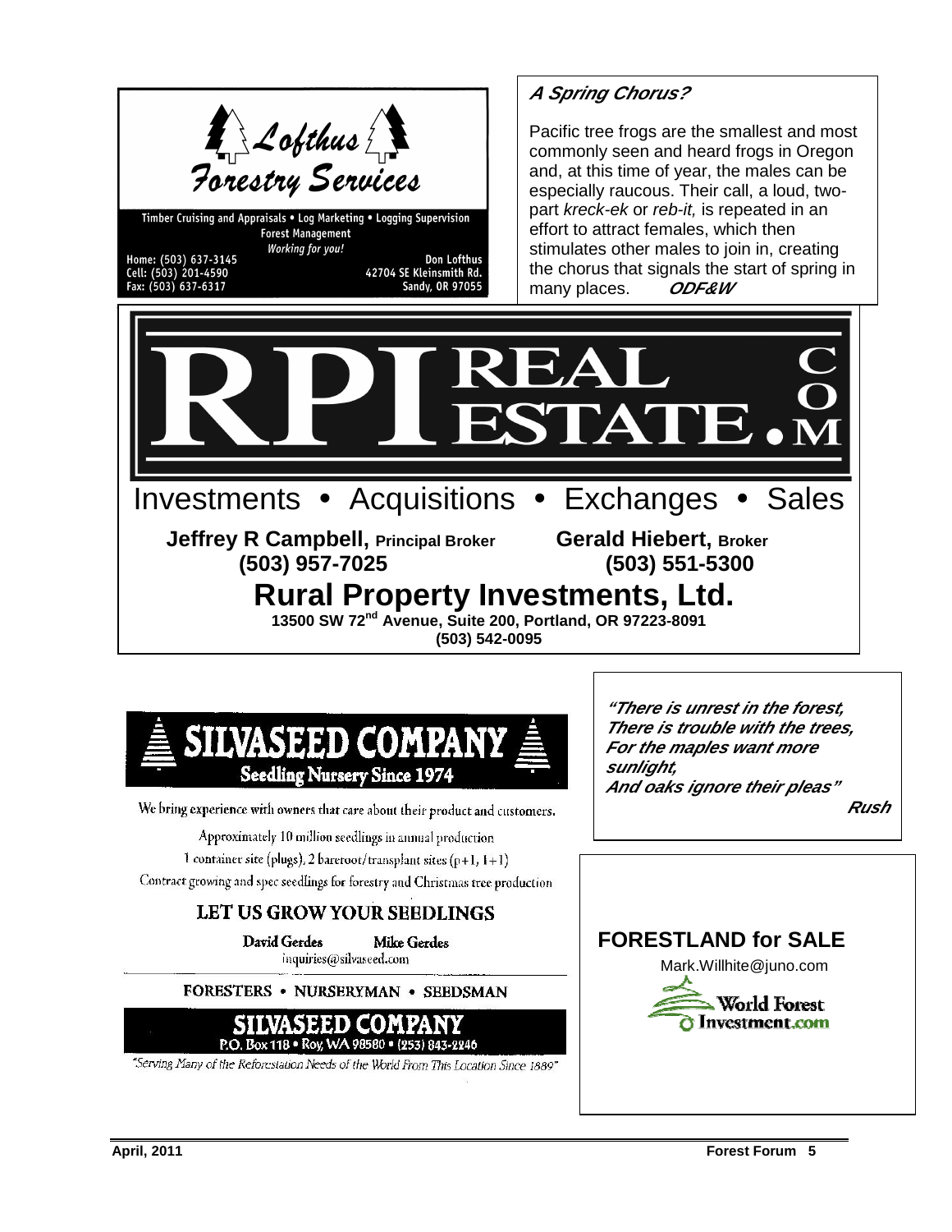## Lofthus Forestry Services

Timber Cruising and Appraisals • Log Marketing • Logging Supervision
Forest Management
*Working for you!*

Home: (503) 637-3145
Cell: (503) 201-4590
Fax: (503) 637-6317

Don Lofthus
42704 SE Kleinsmith Rd.
Sandy, OR 97055

### *A Spring Chorus?*

Pacific tree frogs are the smallest and most commonly seen and heard frogs in Oregon and, at this time of year, the males can be especially raucous. Their call, a loud, two-part *kreck-ek* or *reb-it,* is repeated in an effort to attract females, which then stimulates other males to join in, creating the chorus that signals the start of spring in many places. ***ODF&W***

## RPI REAL ESTATE.COM

Investments • Acquisitions • Exchanges • Sales

**Jeffrey R Campbell, Principal Broker**
**(503) 957-7025**

**Gerald Hiebert, Broker**
**(503) 551-5300**

## Rural Property Investments, Ltd.

**13500 SW 72nd Avenue, Suite 200, Portland, OR 97223-8091**
**(503) 542-0095**

## SILVASEED COMPANY

**Seedling Nursery Since 1974**

We bring experience with owners that care about their product and customers.

Approximately 10 million seedlings in annual production

1 container site (plugs), 2 bareroot/transplant sites (p+1, 1+1)

Contract growing and spec seedlings for forestry and Christmas tree production

### LET US GROW YOUR SEEDLINGS

David Gerdes Mike Gerdes
inquiries@silvaseed.com

FORESTERS • NURSERYMAN • SEEDSMAN

**SILVASEED COMPANY**
P.O. Box 118 • Roy, WA 98580 • (253) 843-2246

*"Serving Many of the Reforestation Needs of the World From This Location Since 1889"*

***"There is unrest in the forest,***
***There is trouble with the trees,***
***For the maples want more sunlight,***
***And oaks ignore their pleas"***

***Rush***

## FORESTLAND for SALE

Mark.Willhite@juno.com

World Forest Investment.com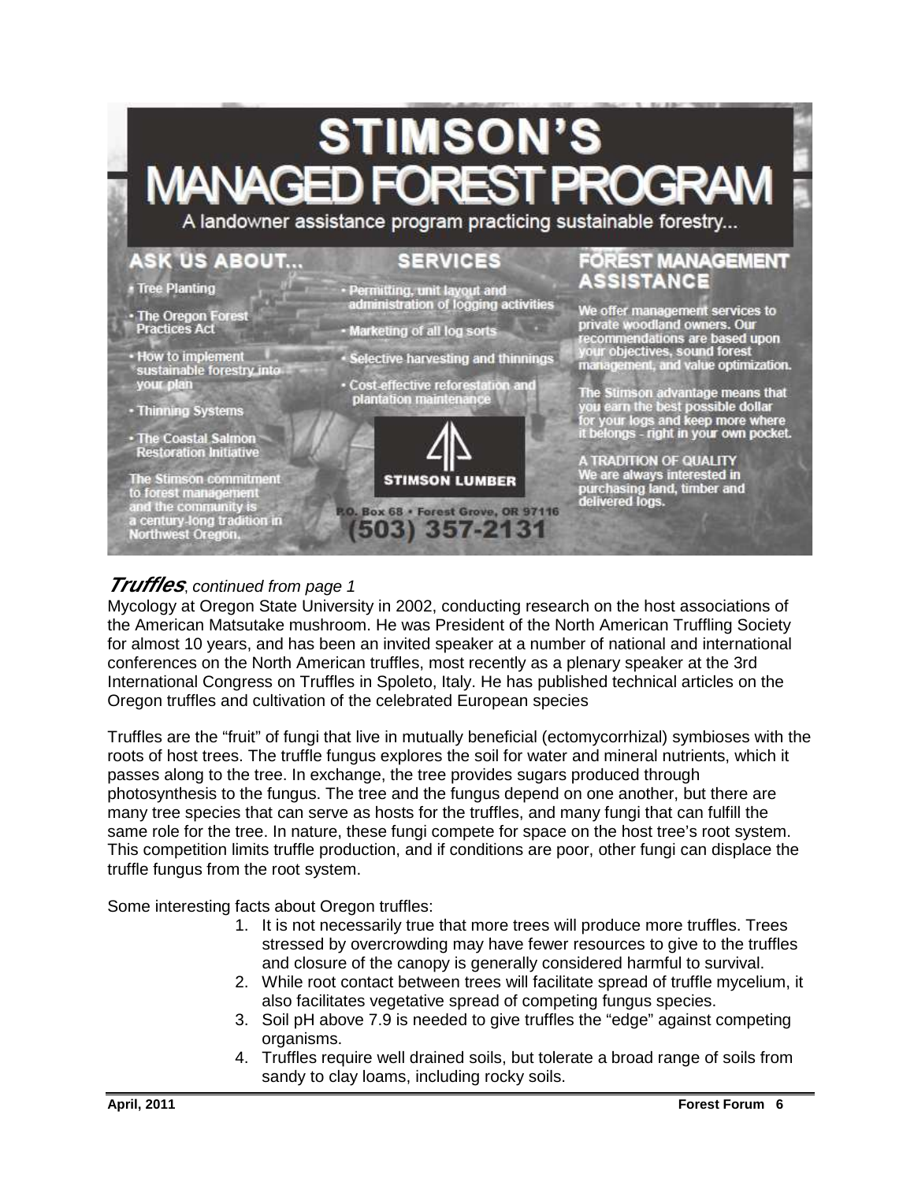# STIMSON'S MANAGED FOREST PROGRAM

A landowner assistance program practicing sustainable forestry...

## ASK US ABOUT...

- Tree Planting
- The Oregon Forest Practices Act
- How to implement sustainable forestry into your plan
- Thinning Systems
- The Coastal Salmon Restoration Initiative

The Stimson commitment to forest management and the community is a century-long tradition in Northwest Oregon.

## SERVICES

- Permitting, unit layout and administration of logging activities
- Marketing of all log sorts
- Selective harvesting and thinnings
- Cost-effective reforestation and plantation maintenance

STIMSON LUMBER

P.O. Box 68 • Forest Grove, OR 97116
(503) 357-2131

## FOREST MANAGEMENT ASSISTANCE

We offer management services to private woodland owners. Our recommendations are based upon your objectives, sound forest management, and value optimization.

The Stimson advantage means that you earn the best possible dollar for your logs and keep more where it belongs - right in your own pocket.

A TRADITION OF QUALITY
We are always interested in purchasing land, timber and delivered logs.

***Truffles**, continued from page 1*

Mycology at Oregon State University in 2002, conducting research on the host associations of the American Matsutake mushroom. He was President of the North American Truffling Society for almost 10 years, and has been an invited speaker at a number of national and international conferences on the North American truffles, most recently as a plenary speaker at the 3rd International Congress on Truffles in Spoleto, Italy. He has published technical articles on the Oregon truffles and cultivation of the celebrated European species

Truffles are the "fruit" of fungi that live in mutually beneficial (ectomycorrhizal) symbioses with the roots of host trees. The truffle fungus explores the soil for water and mineral nutrients, which it passes along to the tree. In exchange, the tree provides sugars produced through photosynthesis to the fungus. The tree and the fungus depend on one another, but there are many tree species that can serve as hosts for the truffles, and many fungi that can fulfill the same role for the tree. In nature, these fungi compete for space on the host tree's root system. This competition limits truffle production, and if conditions are poor, other fungi can displace the truffle fungus from the root system.

Some interesting facts about Oregon truffles:

1. It is not necessarily true that more trees will produce more truffles. Trees stressed by overcrowding may have fewer resources to give to the truffles and closure of the canopy is generally considered harmful to survival.
2. While root contact between trees will facilitate spread of truffle mycelium, it also facilitates vegetative spread of competing fungus species.
3. Soil pH above 7.9 is needed to give truffles the "edge" against competing organisms.
4. Truffles require well drained soils, but tolerate a broad range of soils from sandy to clay loams, including rocky soils.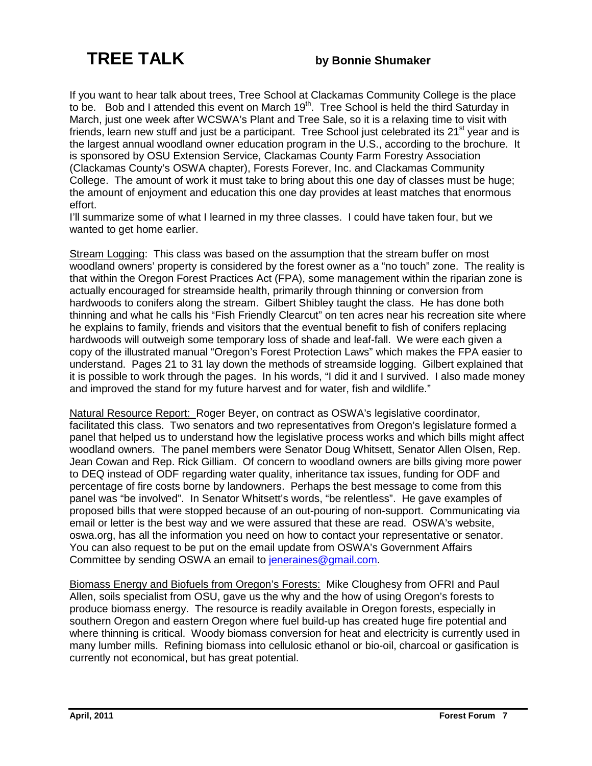# TREE TALK

**by Bonnie Shumaker**

If you want to hear talk about trees, Tree School at Clackamas Community College is the place to be. Bob and I attended this event on March 19th. Tree School is held the third Saturday in March, just one week after WCSWA's Plant and Tree Sale, so it is a relaxing time to visit with friends, learn new stuff and just be a participant. Tree School just celebrated its 21st year and is the largest annual woodland owner education program in the U.S., according to the brochure. It is sponsored by OSU Extension Service, Clackamas County Farm Forestry Association (Clackamas County's OSWA chapter), Forests Forever, Inc. and Clackamas Community College. The amount of work it must take to bring about this one day of classes must be huge; the amount of enjoyment and education this one day provides at least matches that enormous effort.

I'll summarize some of what I learned in my three classes. I could have taken four, but we wanted to get home earlier.

Stream Logging: This class was based on the assumption that the stream buffer on most woodland owners' property is considered by the forest owner as a "no touch" zone. The reality is that within the Oregon Forest Practices Act (FPA), some management within the riparian zone is actually encouraged for streamside health, primarily through thinning or conversion from hardwoods to conifers along the stream. Gilbert Shibley taught the class. He has done both thinning and what he calls his "Fish Friendly Clearcut" on ten acres near his recreation site where he explains to family, friends and visitors that the eventual benefit to fish of conifers replacing hardwoods will outweigh some temporary loss of shade and leaf-fall. We were each given a copy of the illustrated manual "Oregon's Forest Protection Laws" which makes the FPA easier to understand. Pages 21 to 31 lay down the methods of streamside logging. Gilbert explained that it is possible to work through the pages. In his words, "I did it and I survived. I also made money and improved the stand for my future harvest and for water, fish and wildlife."

Natural Resource Report: Roger Beyer, on contract as OSWA's legislative coordinator, facilitated this class. Two senators and two representatives from Oregon's legislature formed a panel that helped us to understand how the legislative process works and which bills might affect woodland owners. The panel members were Senator Doug Whitsett, Senator Allen Olsen, Rep. Jean Cowan and Rep. Rick Gilliam. Of concern to woodland owners are bills giving more power to DEQ instead of ODF regarding water quality, inheritance tax issues, funding for ODF and percentage of fire costs borne by landowners. Perhaps the best message to come from this panel was "be involved". In Senator Whitsett's words, "be relentless". He gave examples of proposed bills that were stopped because of an out-pouring of non-support. Communicating via email or letter is the best way and we were assured that these are read. OSWA's website, oswa.org, has all the information you need on how to contact your representative or senator. You can also request to be put on the email update from OSWA's Government Affairs Committee by sending OSWA an email to jeneraines@gmail.com.

Biomass Energy and Biofuels from Oregon's Forests: Mike Cloughesy from OFRI and Paul Allen, soils specialist from OSU, gave us the why and the how of using Oregon's forests to produce biomass energy. The resource is readily available in Oregon forests, especially in southern Oregon and eastern Oregon where fuel build-up has created huge fire potential and where thinning is critical. Woody biomass conversion for heat and electricity is currently used in many lumber mills. Refining biomass into cellulosic ethanol or bio-oil, charcoal or gasification is currently not economical, but has great potential.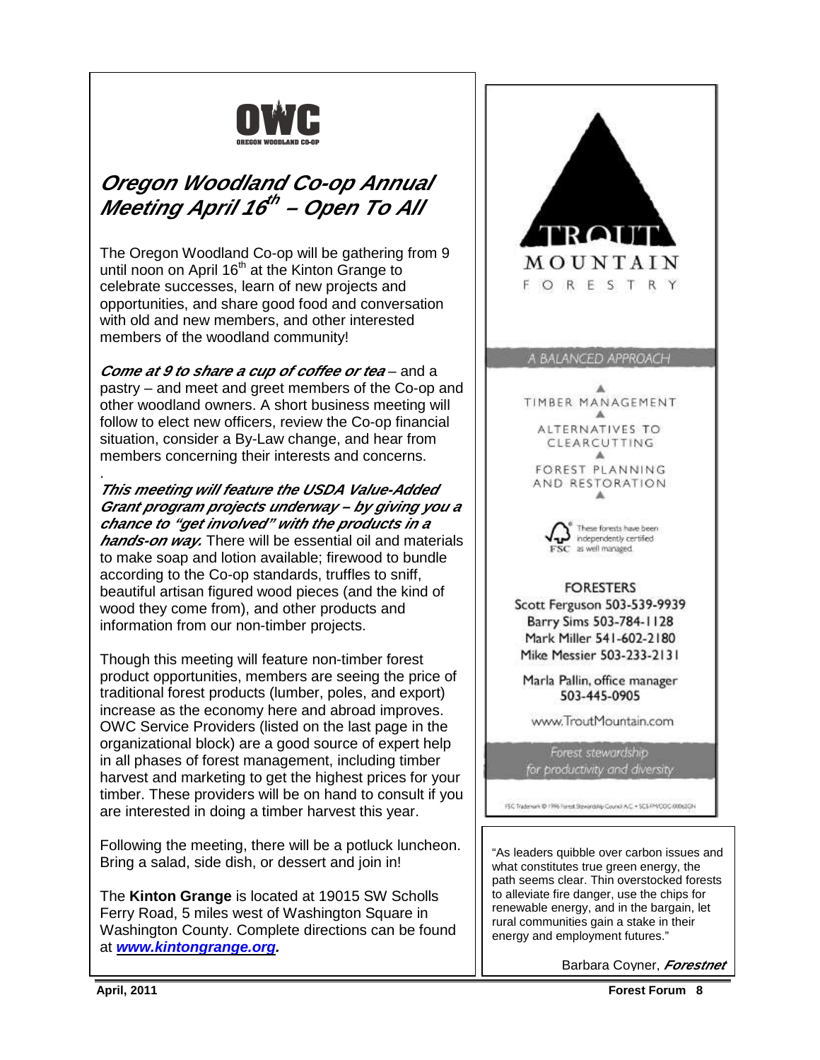OWC
OREGON WOODLAND CO-OP

## *Oregon Woodland Co-op Annual Meeting April 16th – Open To All*

The Oregon Woodland Co-op will be gathering from 9 until noon on April 16th at the Kinton Grange to celebrate successes, learn of new projects and opportunities, and share good food and conversation with old and new members, and other interested members of the woodland community!

***Come at 9 to share a cup of coffee or tea*** – and a pastry – and meet and greet members of the Co-op and other woodland owners. A short business meeting will follow to elect new officers, review the Co-op financial situation, consider a By-Law change, and hear from members concerning their interests and concerns.

***This meeting will feature the USDA Value-Added Grant program projects underway – by giving you a chance to "get involved" with the products in a hands-on way.*** There will be essential oil and materials to make soap and lotion available; firewood to bundle according to the Co-op standards, truffles to sniff, beautiful artisan figured wood pieces (and the kind of wood they come from), and other products and information from our non-timber projects.

Though this meeting will feature non-timber forest product opportunities, members are seeing the price of traditional forest products (lumber, poles, and export) increase as the economy here and abroad improves. OWC Service Providers (listed on the last page in the organizational block) are a good source of expert help in all phases of forest management, including timber harvest and marketing to get the highest prices for your timber. These providers will be on hand to consult if you are interested in doing a timber harvest this year.

Following the meeting, there will be a potluck luncheon. Bring a salad, side dish, or dessert and join in!

The **Kinton Grange** is located at 19015 SW Scholls Ferry Road, 5 miles west of Washington Square in Washington County. Complete directions can be found at ***www.kintongrange.org***.

TROUT MOUNTAIN FORESTRY

A BALANCED APPROACH

TIMBER MANAGEMENT

ALTERNATIVES TO CLEARCUTTING

FOREST PLANNING AND RESTORATION

FSC These forests have been independently certified as well managed

FORESTERS
Scott Ferguson 503-539-9939
Barry Sims 503-784-1128
Mark Miller 541-602-2180
Mike Messier 503-233-2131

Marla Pallin, office manager
503-445-0905

www.TroutMountain.com

Forest stewardship for productivity and diversity

FSC Trademark © 1996 Forest Stewardship Council A.C. • SCS-FM/COC-00062GN

"As leaders quibble over carbon issues and what constitutes true green energy, the path seems clear. Thin overstocked forests to alleviate fire danger, use the chips for renewable energy, and in the bargain, let rural communities gain a stake in their energy and employment futures."

Barbara Coyner, ***Forestnet***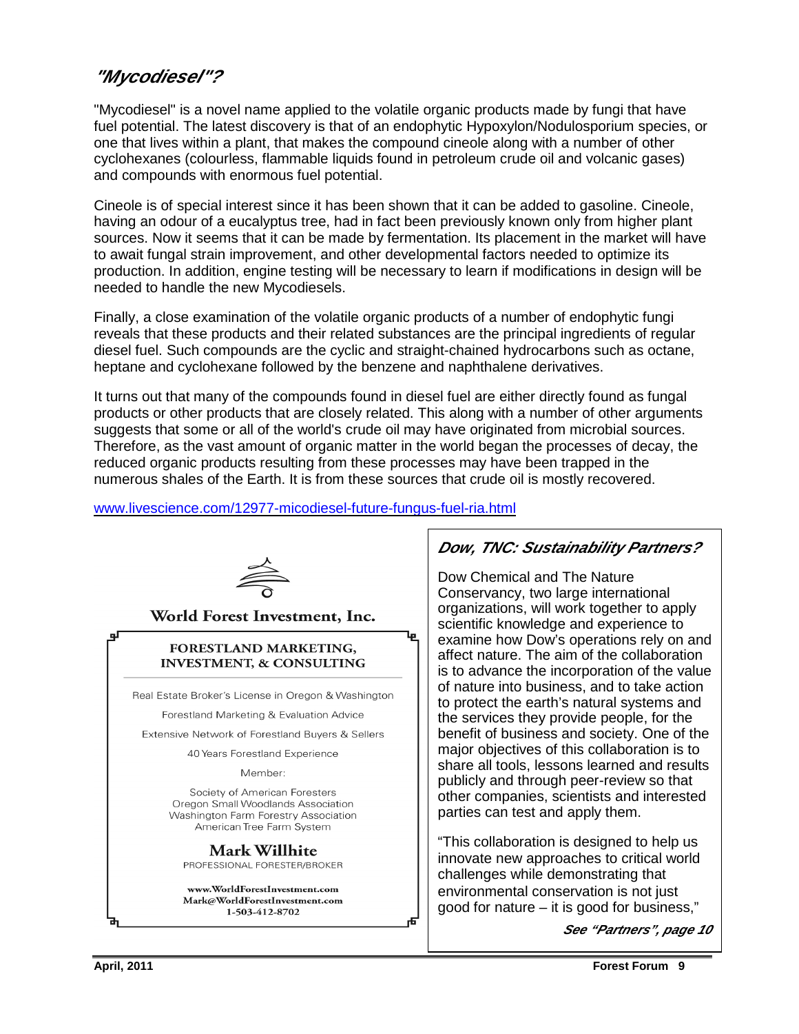## "Mycodiesel"?

"Mycodiesel" is a novel name applied to the volatile organic products made by fungi that have fuel potential. The latest discovery is that of an endophytic Hypoxylon/Nodulosporium species, or one that lives within a plant, that makes the compound cineole along with a number of other cyclohexanes (colourless, flammable liquids found in petroleum crude oil and volcanic gases) and compounds with enormous fuel potential.

Cineole is of special interest since it has been shown that it can be added to gasoline. Cineole, having an odour of a eucalyptus tree, had in fact been previously known only from higher plant sources. Now it seems that it can be made by fermentation. Its placement in the market will have to await fungal strain improvement, and other developmental factors needed to optimize its production. In addition, engine testing will be necessary to learn if modifications in design will be needed to handle the new Mycodiesels.

Finally, a close examination of the volatile organic products of a number of endophytic fungi reveals that these products and their related substances are the principal ingredients of regular diesel fuel. Such compounds are the cyclic and straight-chained hydrocarbons such as octane, heptane and cyclohexane followed by the benzene and naphthalene derivatives.

It turns out that many of the compounds found in diesel fuel are either directly found as fungal products or other products that are closely related. This along with a number of other arguments suggests that some or all of the world's crude oil may have originated from microbial sources. Therefore, as the vast amount of organic matter in the world began the processes of decay, the reduced organic products resulting from these processes may have been trapped in the numerous shales of the Earth. It is from these sources that crude oil is mostly recovered.

www.livescience.com/12977-micodiesel-future-fungus-fuel-ria.html

**World Forest Investment, Inc.**

**FORESTLAND MARKETING, INVESTMENT, & CONSULTING**

Real Estate Broker's License in Oregon & Washington

Forestland Marketing & Evaluation Advice

Extensive Network of Forestland Buyers & Sellers

40 Years Forestland Experience

Member:

Society of American Foresters
Oregon Small Woodlands Association
Washington Farm Forestry Association
American Tree Farm System

**Mark Willhite**
PROFESSIONAL FORESTER/BROKER

**www.WorldForestInvestment.com**
**Mark@WorldForestInvestment.com**
**1-503-412-8702**

## Dow, TNC: Sustainability Partners?

Dow Chemical and The Nature Conservancy, two large international organizations, will work together to apply scientific knowledge and experience to examine how Dow's operations rely on and affect nature. The aim of the collaboration is to advance the incorporation of the value of nature into business, and to take action to protect the earth's natural systems and the services they provide people, for the benefit of business and society. One of the major objectives of this collaboration is to share all tools, lessons learned and results publicly and through peer-review so that other companies, scientists and interested parties can test and apply them.

"This collaboration is designed to help us innovate new approaches to critical world challenges while demonstrating that environmental conservation is not just good for nature – it is good for business,"

***See "Partners", page 10***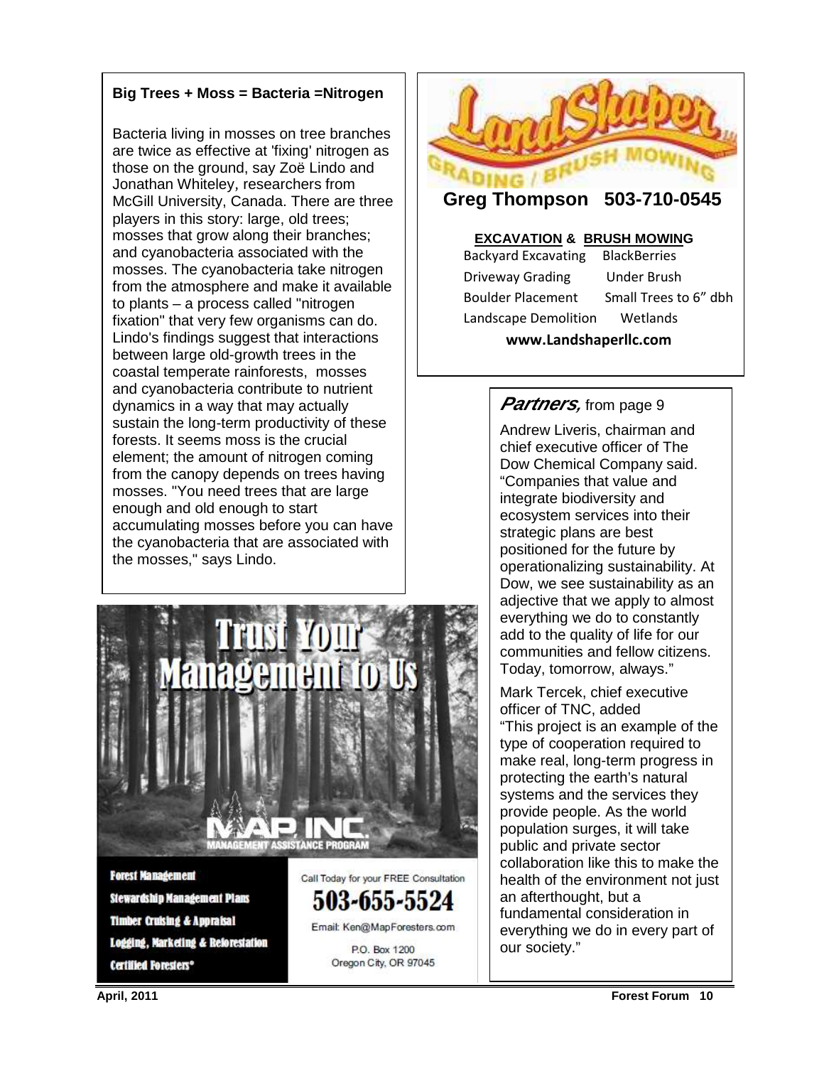## Big Trees + Moss = Bacteria =Nitrogen

Bacteria living in mosses on tree branches are twice as effective at 'fixing' nitrogen as those on the ground, say Zoë Lindo and Jonathan Whiteley, researchers from McGill University, Canada. There are three players in this story: large, old trees; mosses that grow along their branches; and cyanobacteria associated with the mosses. The cyanobacteria take nitrogen from the atmosphere and make it available to plants – a process called "nitrogen fixation" that very few organisms can do. Lindo's findings suggest that interactions between large old-growth trees in the coastal temperate rainforests, mosses and cyanobacteria contribute to nutrient dynamics in a way that may actually sustain the long-term productivity of these forests. It seems moss is the crucial element; the amount of nitrogen coming from the canopy depends on trees having mosses. "You need trees that are large enough and old enough to start accumulating mosses before you can have the cyanobacteria that are associated with the mosses," says Lindo.

LandShaper LLC
GRADING / BRUSH MOWING

**Greg Thompson 503-710-0545**

**EXCAVATION & BRUSH MOWING**

| | |
|---|---|
| Backyard Excavating | BlackBerries |
| Driveway Grading | Under Brush |
| Boulder Placement | Small Trees to 6" dbh |
| Landscape Demolition | Wetlands |

**www.Landshaperllc.com**

Trust Your Management to Us

MAP, INC.
MANAGEMENT ASSISTANCE PROGRAM

- Forest Management
- Stewardship Management Plans
- Timber Cruising & Appraisal
- Logging, Marketing & Reforestation
- Certified Foresters®

Call Today for your FREE Consultation

**503-655-5524**

Email: Ken@MapForesters.com

P.O. Box 1200
Oregon City, OR 97045

### *Partners,* from page 9

Andrew Liveris, chairman and chief executive officer of The Dow Chemical Company said. "Companies that value and integrate biodiversity and ecosystem services into their strategic plans are best positioned for the future by operationalizing sustainability. At Dow, we see sustainability as an adjective that we apply to almost everything we do to constantly add to the quality of life for our communities and fellow citizens. Today, tomorrow, always."

Mark Tercek, chief executive officer of TNC, added "This project is an example of the type of cooperation required to make real, long-term progress in protecting the earth's natural systems and the services they provide people. As the world population surges, it will take public and private sector collaboration like this to make the health of the environment not just an afterthought, but a fundamental consideration in everything we do in every part of our society."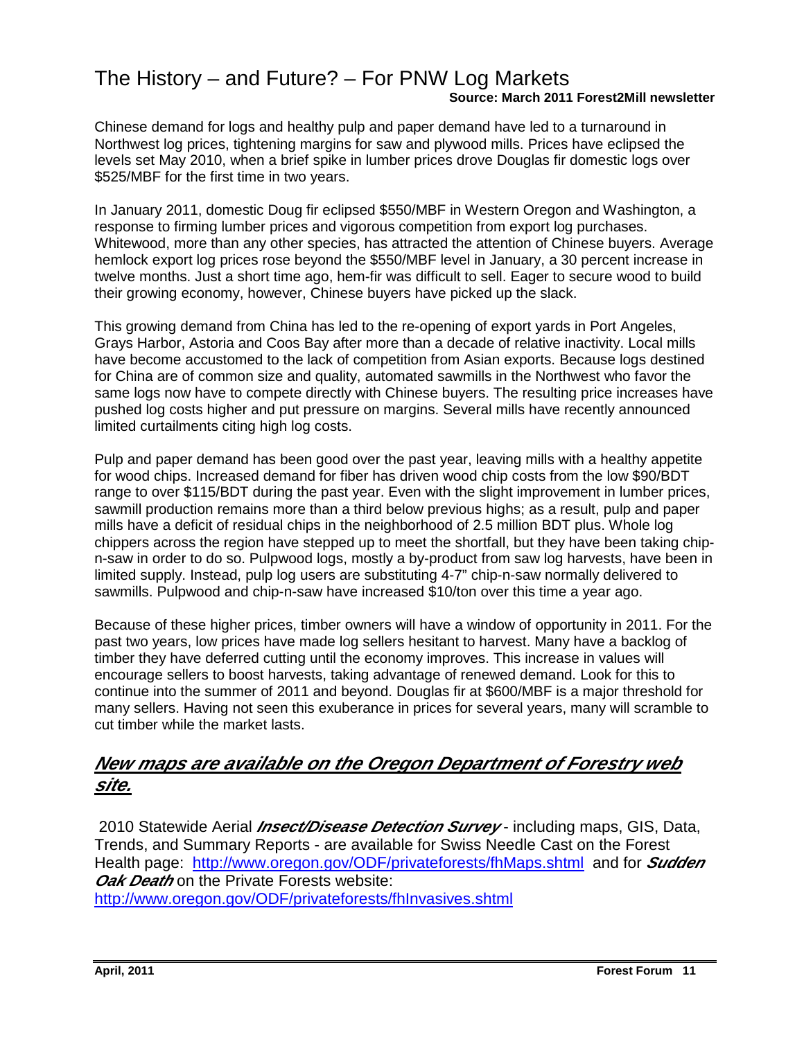# The History – and Future? – For PNW Log Markets

**Source: March 2011 Forest2Mill newsletter**

Chinese demand for logs and healthy pulp and paper demand have led to a turnaround in Northwest log prices, tightening margins for saw and plywood mills. Prices have eclipsed the levels set May 2010, when a brief spike in lumber prices drove Douglas fir domestic logs over $525/MBF for the first time in two years.

In January 2011, domestic Doug fir eclipsed $550/MBF in Western Oregon and Washington, a response to firming lumber prices and vigorous competition from export log purchases. Whitewood, more than any other species, has attracted the attention of Chinese buyers. Average hemlock export log prices rose beyond the $550/MBF level in January, a 30 percent increase in twelve months. Just a short time ago, hem-fir was difficult to sell. Eager to secure wood to build their growing economy, however, Chinese buyers have picked up the slack.

This growing demand from China has led to the re-opening of export yards in Port Angeles, Grays Harbor, Astoria and Coos Bay after more than a decade of relative inactivity. Local mills have become accustomed to the lack of competition from Asian exports. Because logs destined for China are of common size and quality, automated sawmills in the Northwest who favor the same logs now have to compete directly with Chinese buyers. The resulting price increases have pushed log costs higher and put pressure on margins. Several mills have recently announced limited curtailments citing high log costs.

Pulp and paper demand has been good over the past year, leaving mills with a healthy appetite for wood chips. Increased demand for fiber has driven wood chip costs from the low $90/BDT range to over $115/BDT during the past year. Even with the slight improvement in lumber prices, sawmill production remains more than a third below previous highs; as a result, pulp and paper mills have a deficit of residual chips in the neighborhood of 2.5 million BDT plus. Whole log chippers across the region have stepped up to meet the shortfall, but they have been taking chip-n-saw in order to do so. Pulpwood logs, mostly a by-product from saw log harvests, have been in limited supply. Instead, pulp log users are substituting 4-7" chip-n-saw normally delivered to sawmills. Pulpwood and chip-n-saw have increased $10/ton over this time a year ago.

Because of these higher prices, timber owners will have a window of opportunity in 2011. For the past two years, low prices have made log sellers hesitant to harvest. Many have a backlog of timber they have deferred cutting until the economy improves. This increase in values will encourage sellers to boost harvests, taking advantage of renewed demand. Look for this to continue into the summer of 2011 and beyond. Douglas fir at $600/MBF is a major threshold for many sellers. Having not seen this exuberance in prices for several years, many will scramble to cut timber while the market lasts.

## ***New maps are available on the Oregon Department of Forestry web site.***

2010 Statewide Aerial ***Insect/Disease Detection Survey*** - including maps, GIS, Data, Trends, and Summary Reports - are available for Swiss Needle Cast on the Forest Health page: http://www.oregon.gov/ODF/privateforests/fhMaps.shtml and for ***Sudden Oak Death*** on the Private Forests website: http://www.oregon.gov/ODF/privateforests/fhInvasives.shtml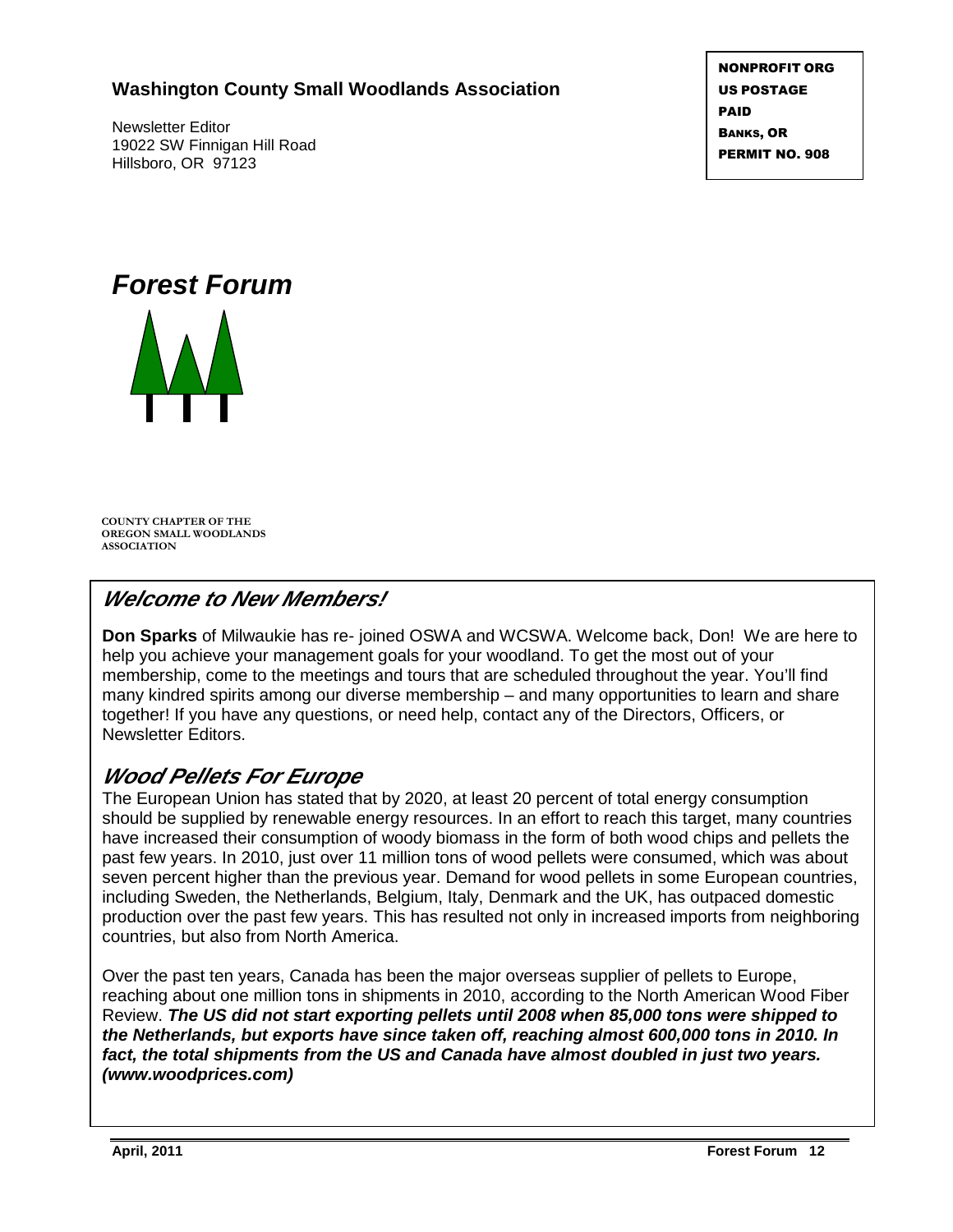**Washington County Small Woodlands Association**

Newsletter Editor
19022 SW Finnigan Hill Road
Hillsboro, OR 97123

NONPROFIT ORG
US POSTAGE
PAID
BANKS, OR
PERMIT NO. 908

# *Forest Forum*

COUNTY CHAPTER OF THE
OREGON SMALL WOODLANDS
ASSOCIATION

## *Welcome to New Members!*

**Don Sparks** of Milwaukie has re- joined OSWA and WCSWA. Welcome back, Don! We are here to help you achieve your management goals for your woodland. To get the most out of your membership, come to the meetings and tours that are scheduled throughout the year. You'll find many kindred spirits among our diverse membership – and many opportunities to learn and share together! If you have any questions, or need help, contact any of the Directors, Officers, or Newsletter Editors.

## *Wood Pellets For Europe*

The European Union has stated that by 2020, at least 20 percent of total energy consumption should be supplied by renewable energy resources. In an effort to reach this target, many countries have increased their consumption of woody biomass in the form of both wood chips and pellets the past few years. In 2010, just over 11 million tons of wood pellets were consumed, which was about seven percent higher than the previous year. Demand for wood pellets in some European countries, including Sweden, the Netherlands, Belgium, Italy, Denmark and the UK, has outpaced domestic production over the past few years. This has resulted not only in increased imports from neighboring countries, but also from North America.

Over the past ten years, Canada has been the major overseas supplier of pellets to Europe, reaching about one million tons in shipments in 2010, according to the North American Wood Fiber Review. ***The US did not start exporting pellets until 2008 when 85,000 tons were shipped to the Netherlands, but exports have since taken off, reaching almost 600,000 tons in 2010. In fact, the total shipments from the US and Canada have almost doubled in just two years. (www.woodprices.com)***